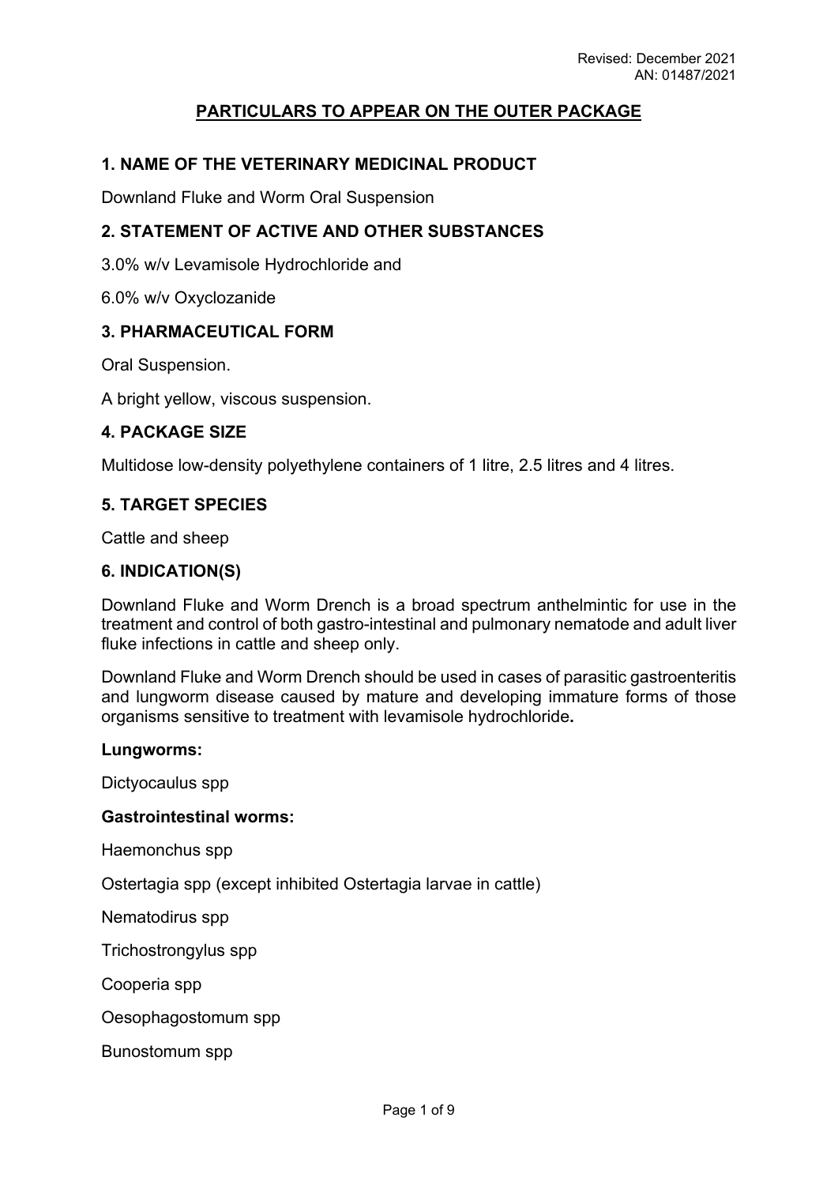Revised: December 2021
AN: 01487/2021

# PARTICULARS TO APPEAR ON THE OUTER PACKAGE

## 1. NAME OF THE VETERINARY MEDICINAL PRODUCT

Downland Fluke and Worm Oral Suspension

## 2. STATEMENT OF ACTIVE AND OTHER SUBSTANCES

3.0% w/v Levamisole Hydrochloride and

6.0% w/v Oxyclozanide

## 3. PHARMACEUTICAL FORM

Oral Suspension.

A bright yellow, viscous suspension.

## 4. PACKAGE SIZE

Multidose low-density polyethylene containers of 1 litre, 2.5 litres and 4 litres.

## 5. TARGET SPECIES

Cattle and sheep

## 6. INDICATION(S)

Downland Fluke and Worm Drench is a broad spectrum anthelmintic for use in the treatment and control of both gastro-intestinal and pulmonary nematode and adult liver fluke infections in cattle and sheep only.

Downland Fluke and Worm Drench should be used in cases of parasitic gastroenteritis and lungworm disease caused by mature and developing immature forms of those organisms sensitive to treatment with levamisole hydrochloride**.**

**Lungworms:**

Dictyocaulus spp

**Gastrointestinal worms:**

Haemonchus spp

Ostertagia spp (except inhibited Ostertagia larvae in cattle)

Nematodirus spp

Trichostrongylus spp

Cooperia spp

Oesophagostomum spp

Bunostomum spp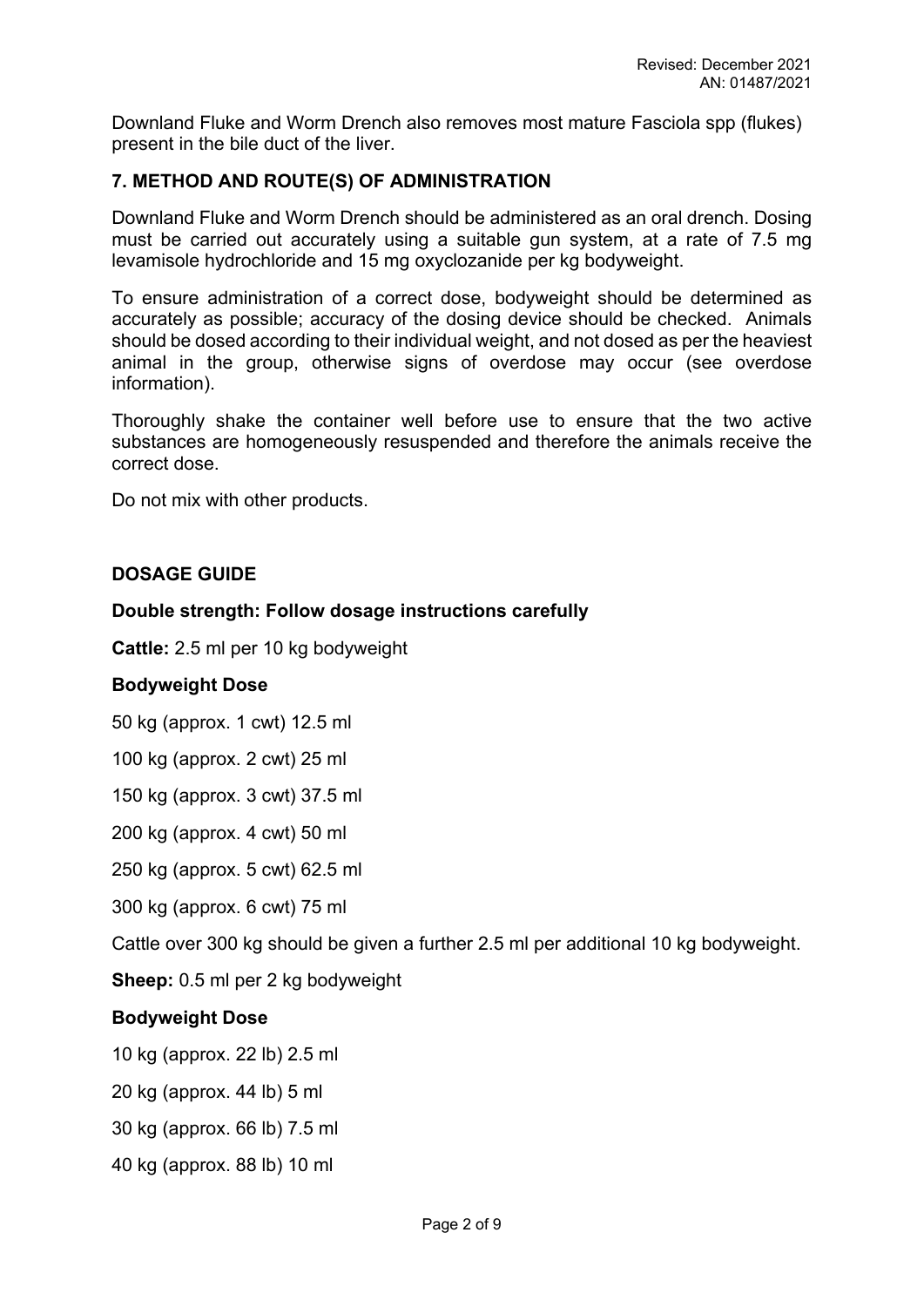Downland Fluke and Worm Drench also removes most mature Fasciola spp (flukes) present in the bile duct of the liver.

## 7. METHOD AND ROUTE(S) OF ADMINISTRATION

Downland Fluke and Worm Drench should be administered as an oral drench. Dosing must be carried out accurately using a suitable gun system, at a rate of 7.5 mg levamisole hydrochloride and 15 mg oxyclozanide per kg bodyweight.

To ensure administration of a correct dose, bodyweight should be determined as accurately as possible; accuracy of the dosing device should be checked. Animals should be dosed according to their individual weight, and not dosed as per the heaviest animal in the group, otherwise signs of overdose may occur (see overdose information).

Thoroughly shake the container well before use to ensure that the two active substances are homogeneously resuspended and therefore the animals receive the correct dose.

Do not mix with other products.

### DOSAGE GUIDE

**Double strength: Follow dosage instructions carefully**

**Cattle:** 2.5 ml per 10 kg bodyweight

**Bodyweight Dose**

50 kg (approx. 1 cwt) 12.5 ml

100 kg (approx. 2 cwt) 25 ml

150 kg (approx. 3 cwt) 37.5 ml

200 kg (approx. 4 cwt) 50 ml

250 kg (approx. 5 cwt) 62.5 ml

300 kg (approx. 6 cwt) 75 ml

Cattle over 300 kg should be given a further 2.5 ml per additional 10 kg bodyweight.

**Sheep:** 0.5 ml per 2 kg bodyweight

**Bodyweight Dose**

10 kg (approx. 22 lb) 2.5 ml

20 kg (approx. 44 lb) 5 ml

30 kg (approx. 66 lb) 7.5 ml

40 kg (approx. 88 lb) 10 ml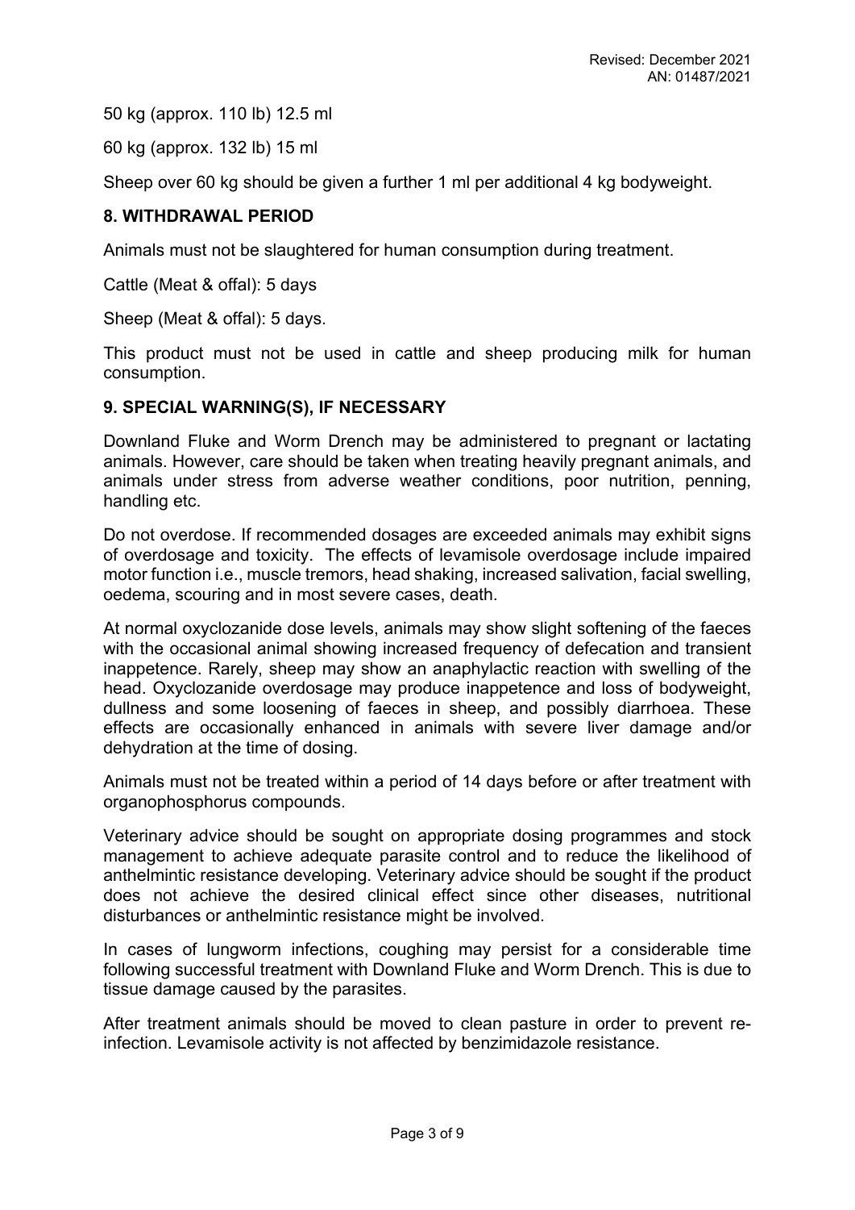50 kg (approx. 110 lb) 12.5 ml

60 kg (approx. 132 lb) 15 ml

Sheep over 60 kg should be given a further 1 ml per additional 4 kg bodyweight.

## 8. WITHDRAWAL PERIOD

Animals must not be slaughtered for human consumption during treatment.

Cattle (Meat & offal): 5 days

Sheep (Meat & offal): 5 days.

This product must not be used in cattle and sheep producing milk for human consumption.

## 9. SPECIAL WARNING(S), IF NECESSARY

Downland Fluke and Worm Drench may be administered to pregnant or lactating animals. However, care should be taken when treating heavily pregnant animals, and animals under stress from adverse weather conditions, poor nutrition, penning, handling etc.

Do not overdose. If recommended dosages are exceeded animals may exhibit signs of overdosage and toxicity. The effects of levamisole overdosage include impaired motor function i.e., muscle tremors, head shaking, increased salivation, facial swelling, oedema, scouring and in most severe cases, death.

At normal oxyclozanide dose levels, animals may show slight softening of the faeces with the occasional animal showing increased frequency of defecation and transient inappetence. Rarely, sheep may show an anaphylactic reaction with swelling of the head. Oxyclozanide overdosage may produce inappetence and loss of bodyweight, dullness and some loosening of faeces in sheep, and possibly diarrhoea. These effects are occasionally enhanced in animals with severe liver damage and/or dehydration at the time of dosing.

Animals must not be treated within a period of 14 days before or after treatment with organophosphorus compounds.

Veterinary advice should be sought on appropriate dosing programmes and stock management to achieve adequate parasite control and to reduce the likelihood of anthelmintic resistance developing. Veterinary advice should be sought if the product does not achieve the desired clinical effect since other diseases, nutritional disturbances or anthelmintic resistance might be involved.

In cases of lungworm infections, coughing may persist for a considerable time following successful treatment with Downland Fluke and Worm Drench. This is due to tissue damage caused by the parasites.

After treatment animals should be moved to clean pasture in order to prevent re-infection. Levamisole activity is not affected by benzimidazole resistance.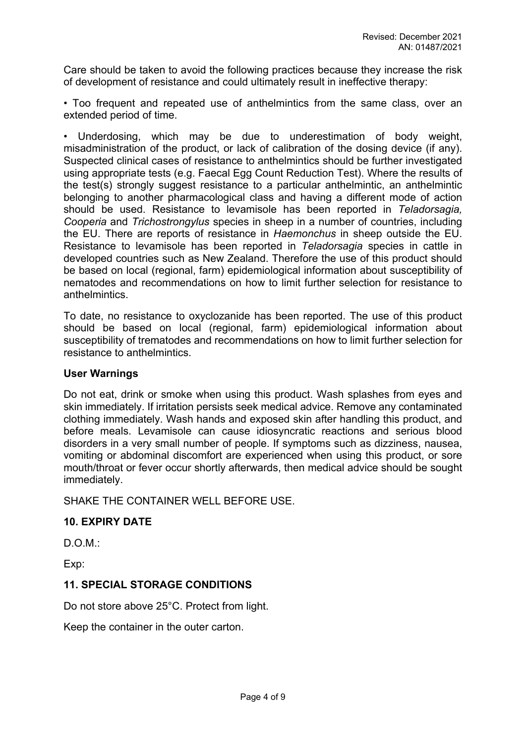Care should be taken to avoid the following practices because they increase the risk of development of resistance and could ultimately result in ineffective therapy:

• Too frequent and repeated use of anthelmintics from the same class, over an extended period of time.

• Underdosing, which may be due to underestimation of body weight, misadministration of the product, or lack of calibration of the dosing device (if any). Suspected clinical cases of resistance to anthelmintics should be further investigated using appropriate tests (e.g. Faecal Egg Count Reduction Test). Where the results of the test(s) strongly suggest resistance to a particular anthelmintic, an anthelmintic belonging to another pharmacological class and having a different mode of action should be used. Resistance to levamisole has been reported in *Teladorsagia, Cooperia* and *Trichostrongylus* species in sheep in a number of countries, including the EU. There are reports of resistance in *Haemonchus* in sheep outside the EU. Resistance to levamisole has been reported in *Teladorsagia* species in cattle in developed countries such as New Zealand. Therefore the use of this product should be based on local (regional, farm) epidemiological information about susceptibility of nematodes and recommendations on how to limit further selection for resistance to anthelmintics.

To date, no resistance to oxyclozanide has been reported. The use of this product should be based on local (regional, farm) epidemiological information about susceptibility of trematodes and recommendations on how to limit further selection for resistance to anthelmintics.

**User Warnings**

Do not eat, drink or smoke when using this product. Wash splashes from eyes and skin immediately. If irritation persists seek medical advice. Remove any contaminated clothing immediately. Wash hands and exposed skin after handling this product, and before meals. Levamisole can cause idiosyncratic reactions and serious blood disorders in a very small number of people. If symptoms such as dizziness, nausea, vomiting or abdominal discomfort are experienced when using this product, or sore mouth/throat or fever occur shortly afterwards, then medical advice should be sought immediately.

SHAKE THE CONTAINER WELL BEFORE USE.

## 10. EXPIRY DATE

D.O.M.:

Exp:

## 11. SPECIAL STORAGE CONDITIONS

Do not store above 25°C. Protect from light.

Keep the container in the outer carton.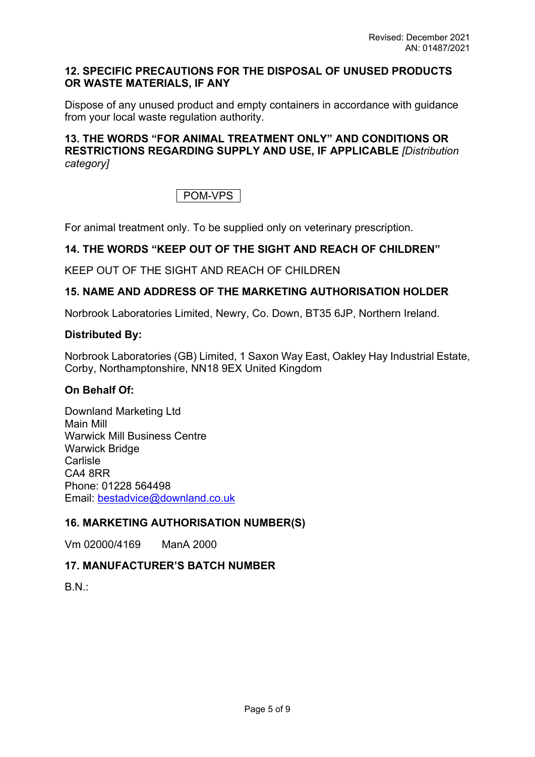**12. SPECIFIC PRECAUTIONS FOR THE DISPOSAL OF UNUSED PRODUCTS OR WASTE MATERIALS, IF ANY**

Dispose of any unused product and empty containers in accordance with guidance from your local waste regulation authority.

**13. THE WORDS "FOR ANIMAL TREATMENT ONLY" AND CONDITIONS OR RESTRICTIONS REGARDING SUPPLY AND USE, IF APPLICABLE** *[Distribution category]*

POM-VPS

For animal treatment only. To be supplied only on veterinary prescription.

**14. THE WORDS "KEEP OUT OF THE SIGHT AND REACH OF CHILDREN"**

KEEP OUT OF THE SIGHT AND REACH OF CHILDREN

**15. NAME AND ADDRESS OF THE MARKETING AUTHORISATION HOLDER**

Norbrook Laboratories Limited, Newry, Co. Down, BT35 6JP, Northern Ireland.

**Distributed By:**

Norbrook Laboratories (GB) Limited, 1 Saxon Way East, Oakley Hay Industrial Estate, Corby, Northamptonshire, NN18 9EX United Kingdom

**On Behalf Of:**

Downland Marketing Ltd
Main Mill
Warwick Mill Business Centre
Warwick Bridge
Carlisle
CA4 8RR
Phone: 01228 564498
Email: bestadvice@downland.co.uk

**16. MARKETING AUTHORISATION NUMBER(S)**

Vm 02000/4169 ManA 2000

**17. MANUFACTURER'S BATCH NUMBER**

B.N.: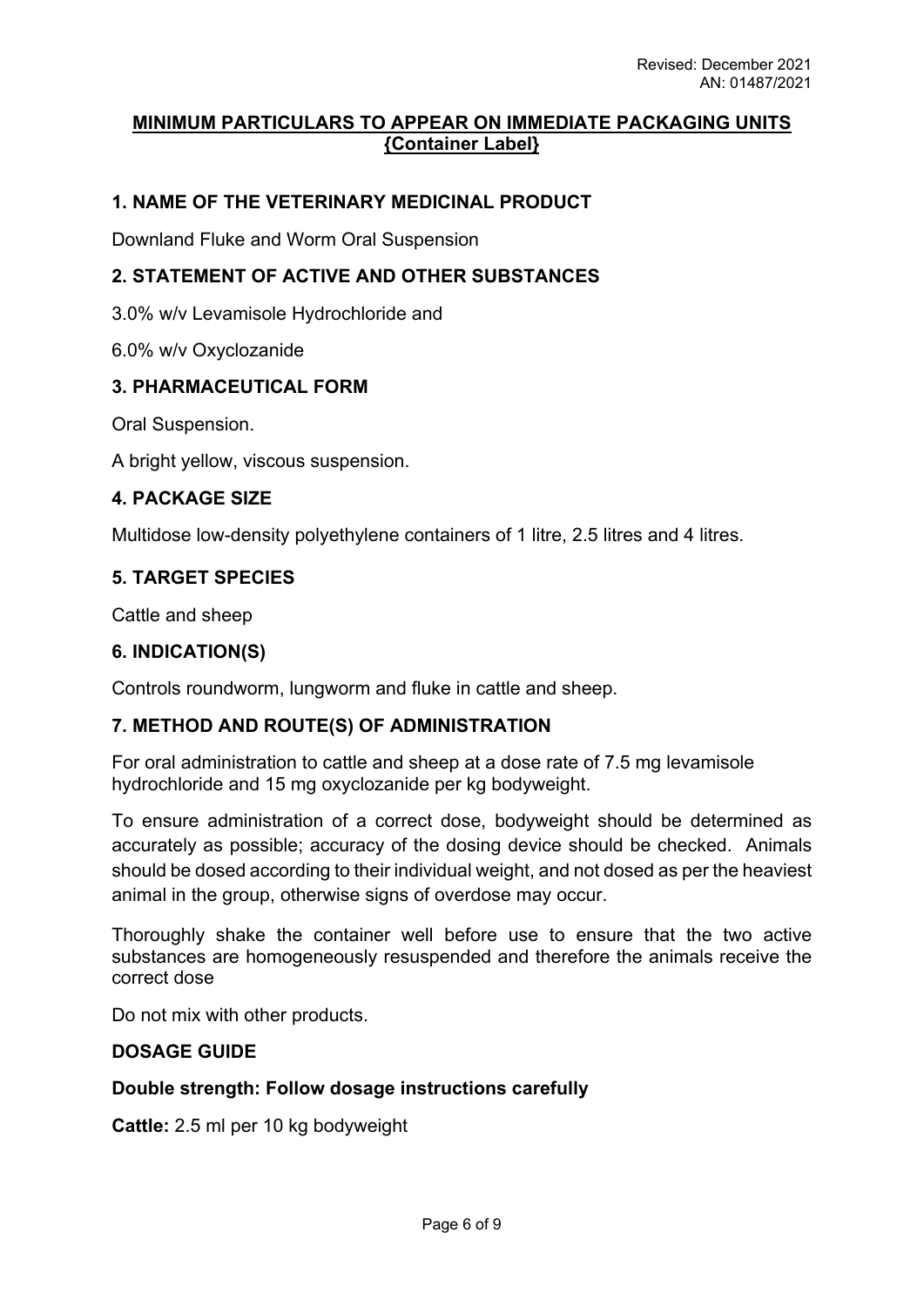## MINIMUM PARTICULARS TO APPEAR ON IMMEDIATE PACKAGING UNITS {Container Label}

### 1. NAME OF THE VETERINARY MEDICINAL PRODUCT

Downland Fluke and Worm Oral Suspension

### 2. STATEMENT OF ACTIVE AND OTHER SUBSTANCES

3.0% w/v Levamisole Hydrochloride and

6.0% w/v Oxyclozanide

### 3. PHARMACEUTICAL FORM

Oral Suspension.

A bright yellow, viscous suspension.

### 4. PACKAGE SIZE

Multidose low-density polyethylene containers of 1 litre, 2.5 litres and 4 litres.

### 5. TARGET SPECIES

Cattle and sheep

### 6. INDICATION(S)

Controls roundworm, lungworm and fluke in cattle and sheep.

### 7. METHOD AND ROUTE(S) OF ADMINISTRATION

For oral administration to cattle and sheep at a dose rate of 7.5 mg levamisole hydrochloride and 15 mg oxyclozanide per kg bodyweight.

To ensure administration of a correct dose, bodyweight should be determined as accurately as possible; accuracy of the dosing device should be checked. Animals should be dosed according to their individual weight, and not dosed as per the heaviest animal in the group, otherwise signs of overdose may occur.

Thoroughly shake the container well before use to ensure that the two active substances are homogeneously resuspended and therefore the animals receive the correct dose

Do not mix with other products.

**DOSAGE GUIDE**

**Double strength: Follow dosage instructions carefully**

**Cattle:** 2.5 ml per 10 kg bodyweight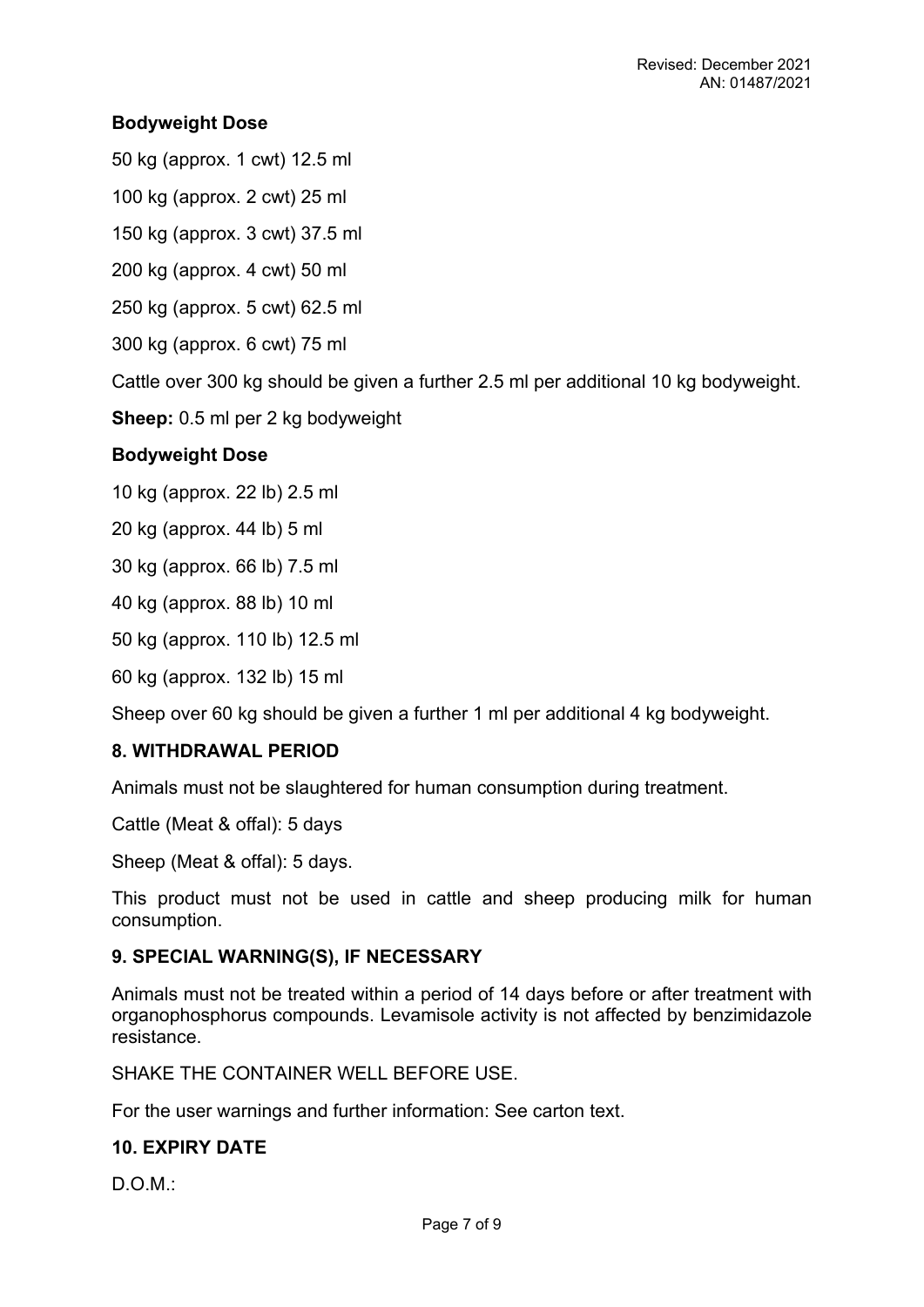**Bodyweight Dose**

50 kg (approx. 1 cwt) 12.5 ml

100 kg (approx. 2 cwt) 25 ml

150 kg (approx. 3 cwt) 37.5 ml

200 kg (approx. 4 cwt) 50 ml

250 kg (approx. 5 cwt) 62.5 ml

300 kg (approx. 6 cwt) 75 ml

Cattle over 300 kg should be given a further 2.5 ml per additional 10 kg bodyweight.

**Sheep:** 0.5 ml per 2 kg bodyweight

**Bodyweight Dose**

10 kg (approx. 22 lb) 2.5 ml

20 kg (approx. 44 lb) 5 ml

30 kg (approx. 66 lb) 7.5 ml

40 kg (approx. 88 lb) 10 ml

50 kg (approx. 110 lb) 12.5 ml

60 kg (approx. 132 lb) 15 ml

Sheep over 60 kg should be given a further 1 ml per additional 4 kg bodyweight.

## 8. WITHDRAWAL PERIOD

Animals must not be slaughtered for human consumption during treatment.

Cattle (Meat & offal): 5 days

Sheep (Meat & offal): 5 days.

This product must not be used in cattle and sheep producing milk for human consumption.

## 9. SPECIAL WARNING(S), IF NECESSARY

Animals must not be treated within a period of 14 days before or after treatment with organophosphorus compounds. Levamisole activity is not affected by benzimidazole resistance.

SHAKE THE CONTAINER WELL BEFORE USE.

For the user warnings and further information: See carton text.

## 10. EXPIRY DATE

D.O.M.: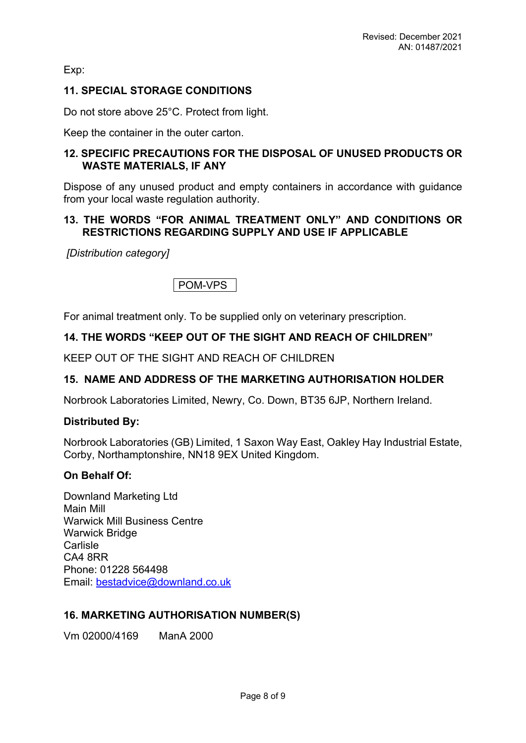Exp:

**11. SPECIAL STORAGE CONDITIONS**

Do not store above 25°C. Protect from light.

Keep the container in the outer carton.

**12. SPECIFIC PRECAUTIONS FOR THE DISPOSAL OF UNUSED PRODUCTS OR WASTE MATERIALS, IF ANY**

Dispose of any unused product and empty containers in accordance with guidance from your local waste regulation authority.

**13. THE WORDS "FOR ANIMAL TREATMENT ONLY" AND CONDITIONS OR RESTRICTIONS REGARDING SUPPLY AND USE IF APPLICABLE**

*[Distribution category]*

POM-VPS

For animal treatment only. To be supplied only on veterinary prescription.

**14. THE WORDS "KEEP OUT OF THE SIGHT AND REACH OF CHILDREN"**

KEEP OUT OF THE SIGHT AND REACH OF CHILDREN

**15. NAME AND ADDRESS OF THE MARKETING AUTHORISATION HOLDER**

Norbrook Laboratories Limited, Newry, Co. Down, BT35 6JP, Northern Ireland.

**Distributed By:**

Norbrook Laboratories (GB) Limited, 1 Saxon Way East, Oakley Hay Industrial Estate, Corby, Northamptonshire, NN18 9EX United Kingdom.

**On Behalf Of:**

Downland Marketing Ltd
Main Mill
Warwick Mill Business Centre
Warwick Bridge
Carlisle
CA4 8RR
Phone: 01228 564498
Email: bestadvice@downland.co.uk

**16. MARKETING AUTHORISATION NUMBER(S)**

Vm 02000/4169 ManA 2000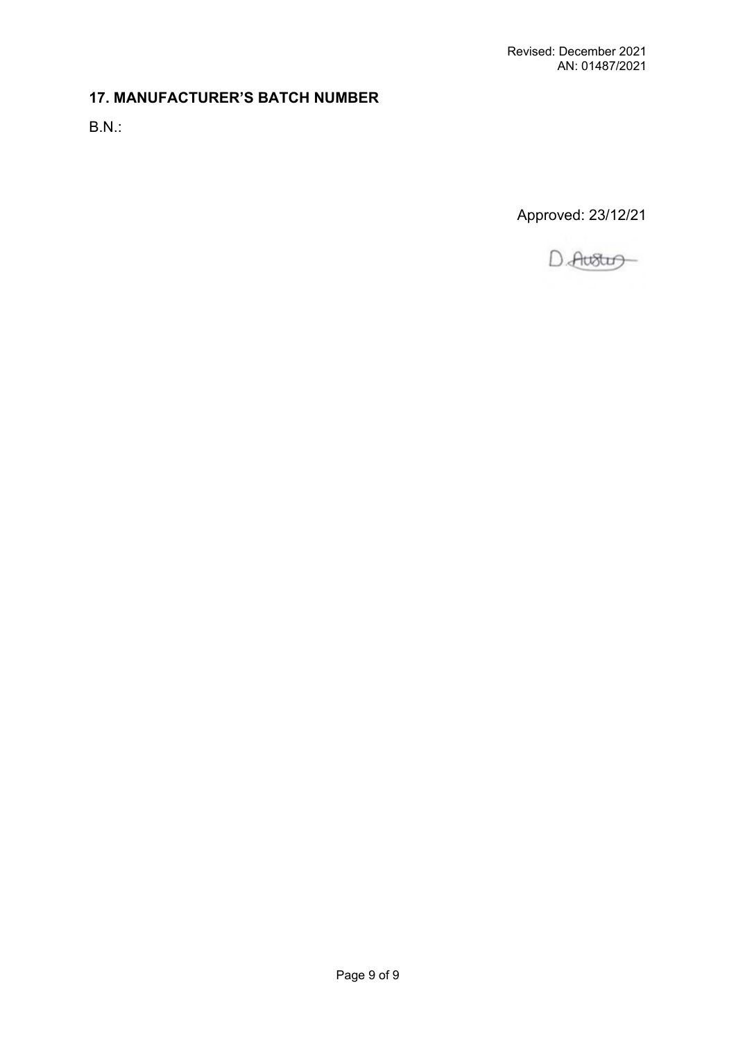Revised: December 2021
AN: 01487/2021

## 17. MANUFACTURER'S BATCH NUMBER

B.N.:

Approved: 23/12/21

D Austin